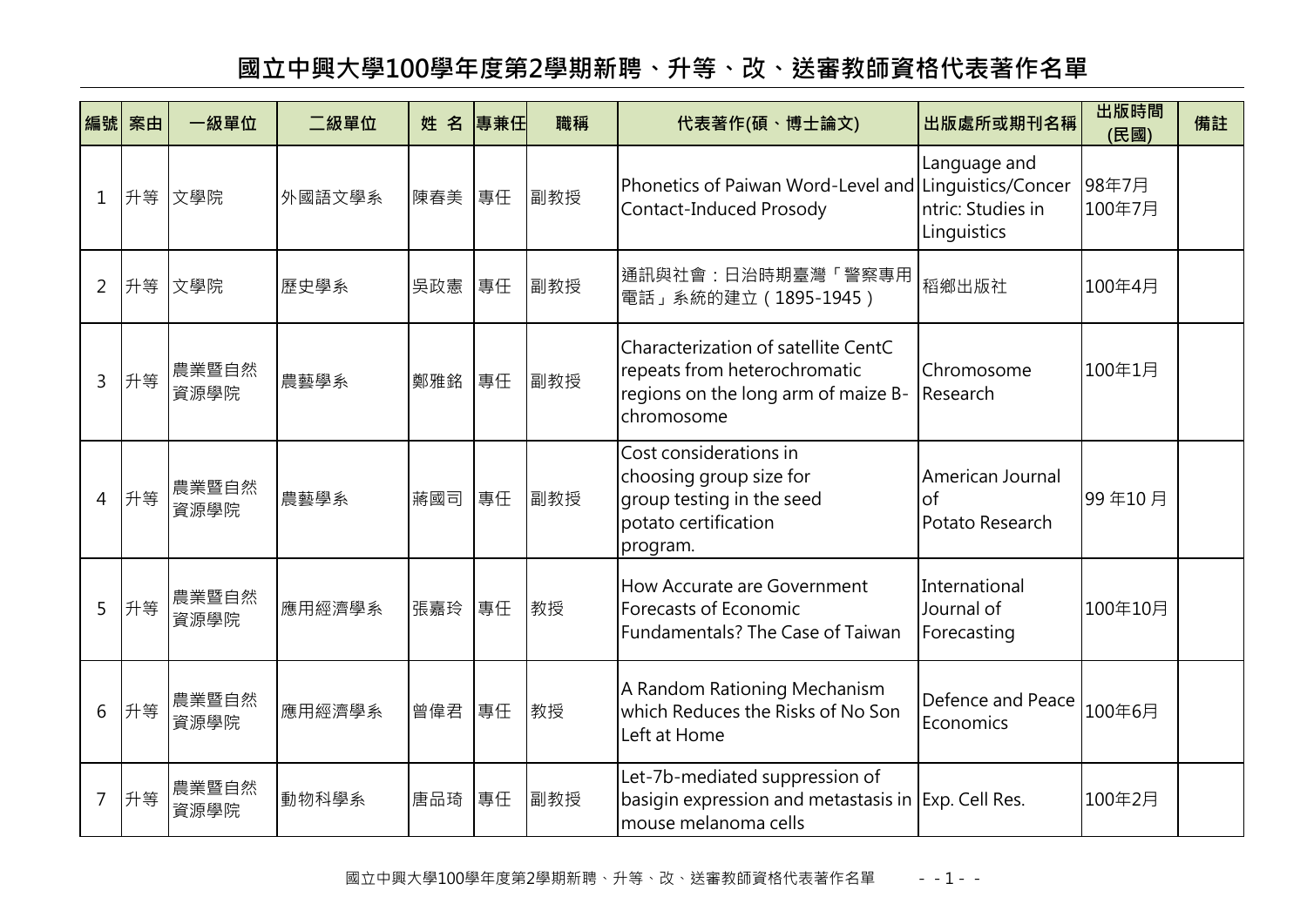# 國立中興大學100學年度第2學期新聘、升等、改、送審教師資格代表著作名單

| 編號 | 案由 | 一級單位 | 二級單位 | 姓 名 | 專兼任 | 職稱 | 代表著作(碩、博士論文) | 出版處所或期刊名稱 | 出版時間(民國) | 備註 |
|---|---|---|---|---|---|---|---|---|---|---|
| 1 | 升等 | 文學院 | 外國語文學系 | 陳春美 | 專任 | 副教授 | Phonetics of Paiwan Word-Level and Contact-Induced Prosody | Language and Linguistics/Concerntric: Studies in Linguistics | 98年7月 100年7月 | |
| 2 | 升等 | 文學院 | 歷史學系 | 吳政憲 | 專任 | 副教授 | 通訊與社會：日治時期臺灣「警察專用電話」系統的建立（1895-1945） | 稻鄉出版社 | 100年4月 | |
| 3 | 升等 | 農業暨自然資源學院 | 農藝學系 | 鄭雅銘 | 專任 | 副教授 | Characterization of satellite CentC repeats from heterochromatic regions on the long arm of maize B-chromosome | Chromosome Research | 100年1月 | |
| 4 | 升等 | 農業暨自然資源學院 | 農藝學系 | 蔣國司 | 專任 | 副教授 | Cost considerations in choosing group size for group testing in the seed potato certification program. | American Journal of Potato Research | 99 年10 月 | |
| 5 | 升等 | 農業暨自然資源學院 | 應用經濟學系 | 張嘉玲 | 專任 | 教授 | How Accurate are Government Forecasts of Economic Fundamentals? The Case of Taiwan | International Journal of Forecasting | 100年10月 | |
| 6 | 升等 | 農業暨自然資源學院 | 應用經濟學系 | 曾偉君 | 專任 | 教授 | A Random Rationing Mechanism which Reduces the Risks of No Son Left at Home | Defence and Peace Economics | 100年6月 | |
| 7 | 升等 | 農業暨自然資源學院 | 動物科學系 | 唐品琦 | 專任 | 副教授 | Let-7b-mediated suppression of basigin expression and metastasis in mouse melanoma cells | Exp. Cell Res. | 100年2月 | |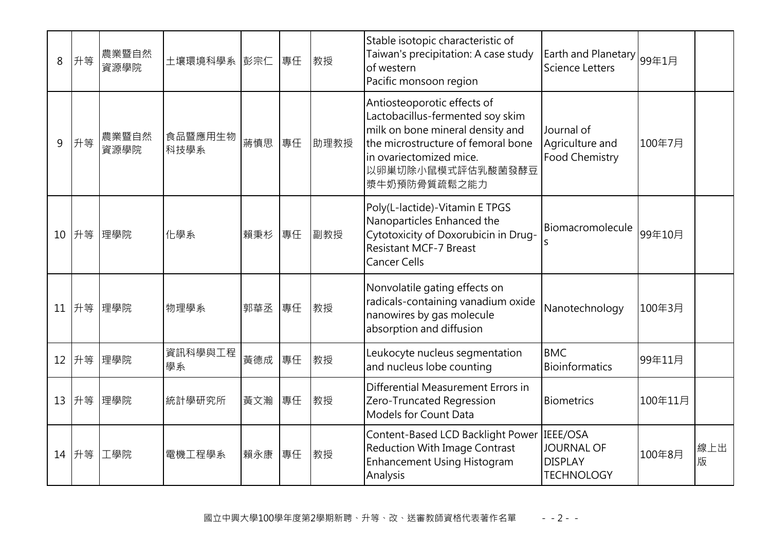| 8 | 升等 | 農業暨自然資源學院 | 土壤環境科學系 | 彭宗仁 | 專任 | 教授 | Stable isotopic characteristic of Taiwan's precipitation: A case study of western Pacific monsoon region | Earth and Planetary Science Letters | 99年1月 | |
|---|---|---|---|---|---|---|---|---|---|---|
| 9 | 升等 | 農業暨自然資源學院 | 食品暨應用生物科技學系 | 蔣慎思 | 專任 | 助理教授 | Antiosteoporotic effects of Lactobacillus-fermented soy skim milk on bone mineral density and the microstructure of femoral bone in ovariectomized mice. 以卵巢切除小鼠模式評估乳酸菌發酵豆漿牛奶預防骨質疏鬆之能力 | Journal of Agriculture and Food Chemistry | 100年7月 | |
| 10 | 升等 | 理學院 | 化學系 | 賴秉杉 | 專任 | 副教授 | Poly(L-lactide)-Vitamin E TPGS Nanoparticles Enhanced the Cytotoxicity of Doxorubicin in Drug-Resistant MCF-7 Breast Cancer Cells | Biomacromolecules | 99年10月 | |
| 11 | 升等 | 理學院 | 物理學系 | 郭華丞 | 專任 | 教授 | Nonvolatile gating effects on radicals-containing vanadium oxide nanowires by gas molecule absorption and diffusion | Nanotechnology | 100年3月 | |
| 12 | 升等 | 理學院 | 資訊科學與工程學系 | 黃德成 | 專任 | 教授 | Leukocyte nucleus segmentation and nucleus lobe counting | BMC Bioinformatics | 99年11月 | |
| 13 | 升等 | 理學院 | 統計學研究所 | 黃文瀚 | 專任 | 教授 | Differential Measurement Errors in Zero-Truncated Regression Models for Count Data | Biometrics | 100年11月 | |
| 14 | 升等 | 工學院 | 電機工程學系 | 賴永康 | 專任 | 教授 | Content-Based LCD Backlight Power Reduction With Image Contrast Enhancement Using Histogram Analysis | IEEE/OSA JOURNAL OF DISPLAY TECHNOLOGY | 100年8月 | 線上出版 |

國立中興大學100學年度第2學期新聘、升等、改、送審教師資格代表著作名單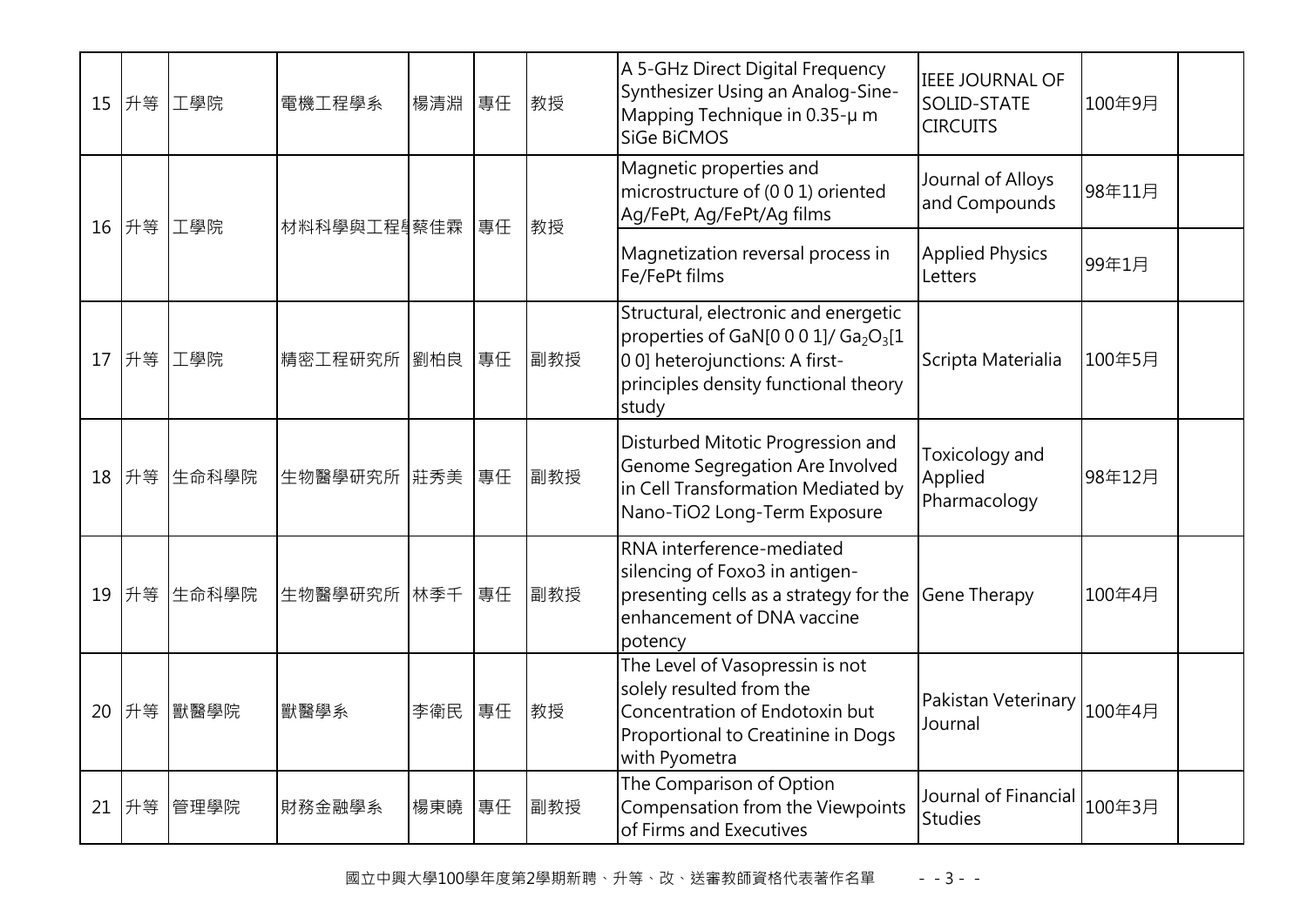| 15 | 升等 | 工學院 | 電機工程學系 | 楊清淵 | 專任 | 教授 | A 5-GHz Direct Digital Frequency Synthesizer Using an Analog-Sine-Mapping Technique in 0.35-μ m SiGe BiCMOS | IEEE JOURNAL OF SOLID-STATE CIRCUITS | 100年9月 | |
|---|---|---|---|---|---|---|---|---|---|---|
| 16 | 升等 | 工學院 | 材料科學與工程學 | 蔡佳霖 | 專任 | 教授 | Magnetic properties and microstructure of (0 0 1) oriented Ag/FePt, Ag/FePt/Ag films | Journal of Alloys and Compounds | 98年11月 | |
| | | | | | | | Magnetization reversal process in Fe/FePt films | Applied Physics Letters | 99年1月 | |
| 17 | 升等 | 工學院 | 精密工程研究所 | 劉柏良 | 專任 | 副教授 | Structural, electronic and energetic properties of GaN[0 0 0 1]/ $Ga_2O_3$[1 0 0] heterojunctions: A first-principles density functional theory study | Scripta Materialia | 100年5月 | |
| 18 | 升等 | 生命科學院 | 生物醫學研究所 | 莊秀美 | 專任 | 副教授 | Disturbed Mitotic Progression and Genome Segregation Are Involved in Cell Transformation Mediated by Nano-TiO2 Long-Term Exposure | Toxicology and Applied Pharmacology | 98年12月 | |
| 19 | 升等 | 生命科學院 | 生物醫學研究所 | 林季千 | 專任 | 副教授 | RNA interference-mediated silencing of Foxo3 in antigen-presenting cells as a strategy for the enhancement of DNA vaccine potency | Gene Therapy | 100年4月 | |
| 20 | 升等 | 獸醫學院 | 獸醫學系 | 李衛民 | 專任 | 教授 | The Level of Vasopressin is not solely resulted from the Concentration of Endotoxin but Proportional to Creatinine in Dogs with Pyometra | Pakistan Veterinary Journal | 100年4月 | |
| 21 | 升等 | 管理學院 | 財務金融學系 | 楊東曉 | 專任 | 副教授 | The Comparison of Option Compensation from the Viewpoints of Firms and Executives | Journal of Financial Studies | 100年3月 | |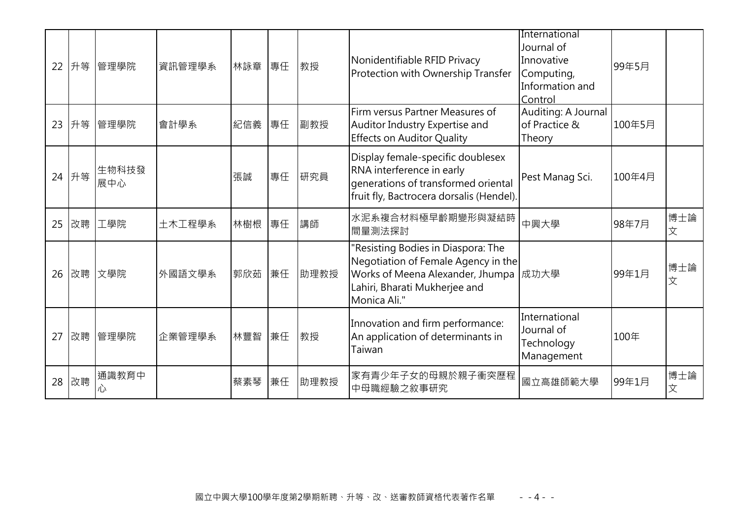| | | | | | | | | | | |
|---|---|---|---|---|---|---|---|---|---|---|
| 22 | 升等 | 管理學院 | 資訊管理學系 | 林詠章 | 專任 | 教授 | Nonidentifiable RFID Privacy Protection with Ownership Transfer | International Journal of Innovative Computing, Information and Control | 99年5月 | |
| 23 | 升等 | 管理學院 | 會計學系 | 紀信義 | 專任 | 副教授 | Firm versus Partner Measures of Auditor Industry Expertise and Effects on Auditor Quality | Auditing: A Journal of Practice & Theory | 100年5月 | |
| 24 | 升等 | 生物科技發展中心 | | 張誠 | 專任 | 研究員 | Display female-specific doublesex RNA interference in early generations of transformed oriental fruit fly, Bactrocera dorsalis (Hendel). | Pest Manag Sci. | 100年4月 | |
| 25 | 改聘 | 工學院 | 土木工程學系 | 林樹根 | 專任 | 講師 | 水泥系複合材料極早齡期變形與凝結時間量測法探討 | 中興大學 | 98年7月 | 博士論文 |
| 26 | 改聘 | 文學院 | 外國語文學系 | 郭欣茹 | 兼任 | 助理教授 | "Resisting Bodies in Diaspora: The Negotiation of Female Agency in the Works of Meena Alexander, Jhumpa Lahiri, Bharati Mukherjee and Monica Ali." | 成功大學 | 99年1月 | 博士論文 |
| 27 | 改聘 | 管理學院 | 企業管理學系 | 林豐智 | 兼任 | 教授 | Innovation and firm performance: An application of determinants in Taiwan | International Journal of Technology Management | 100年 | |
| 28 | 改聘 | 通識教育中心 | | 蔡素琴 | 兼任 | 助理教授 | 家有青少年子女的母親於親子衝突歷程中母職經驗之敘事研究 | 國立高雄師範大學 | 99年1月 | 博士論文 |